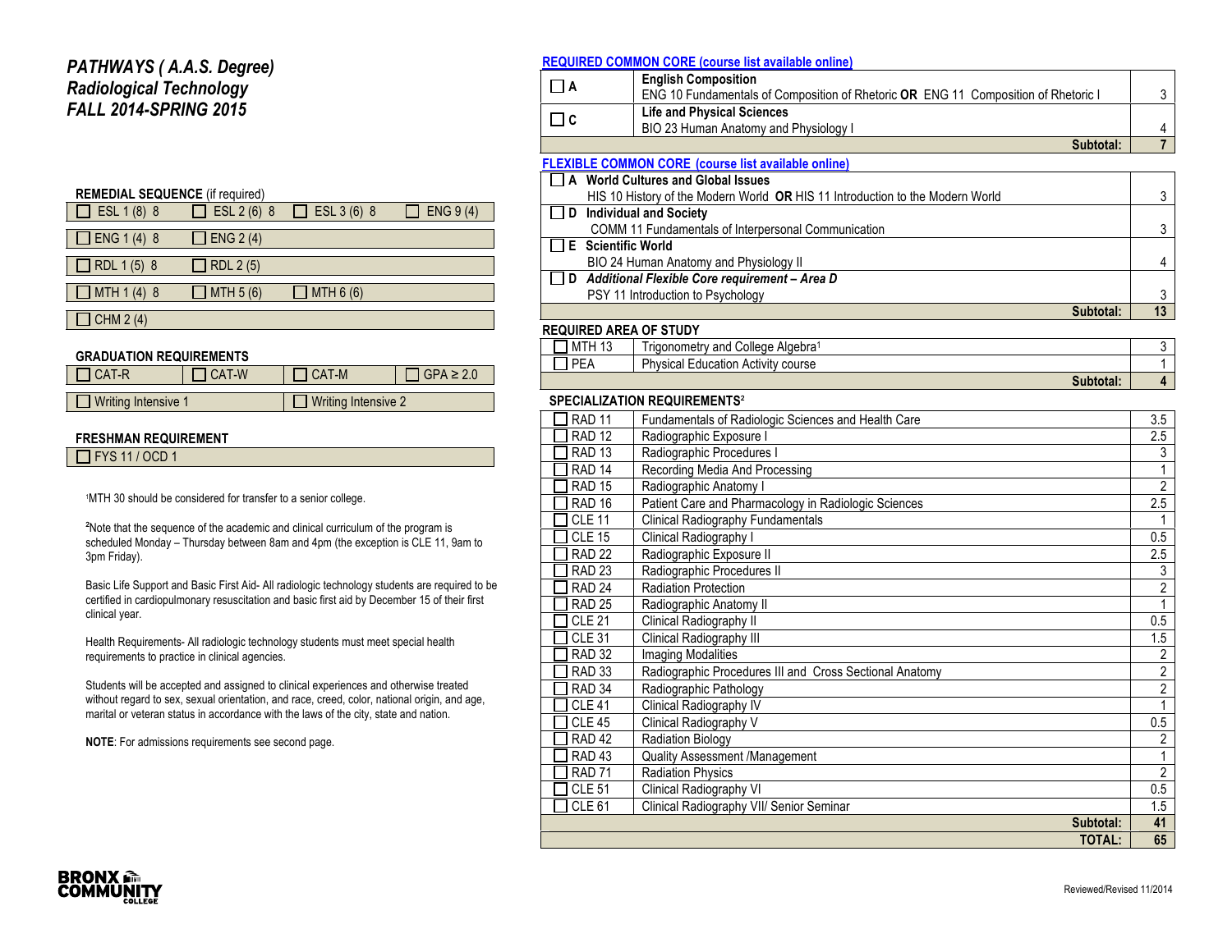# PATHWAYS ( A.A.S. Degree)
# Radiological Technology
# FALL 2014-SPRING 2015

**REMEDIAL SEQUENCE** (if required)

| | | | |
|---|---|---|---|
| ☐ ESL 1 (8) 8 | ☐ ESL 2 (6) 8 | ☐ ESL 3 (6) 8 | ☐ ENG 9 (4) |
| ☐ ENG 1 (4) 8 | ☐ ENG 2 (4) | | |
| ☐ RDL 1 (5) 8 | ☐ RDL 2 (5) | | |
| ☐ MTH 1 (4) 8 | ☐ MTH 5 (6) | ☐ MTH 6 (6) | |
| ☐ CHM 2 (4) | | | |

**GRADUATION REQUIREMENTS**

| | | | |
|---|---|---|---|
| ☐ CAT-R | ☐ CAT-W | ☐ CAT-M | ☐ GPA ≥ 2.0 |
| ☐ Writing Intensive 1 | | ☐ Writing Intensive 2 | |

**FRESHMAN REQUIREMENT**

☐ FYS 11 / OCD 1

[1]MTH 30 should be considered for transfer to a senior college.

[2]Note that the sequence of the academic and clinical curriculum of the program is scheduled Monday – Thursday between 8am and 4pm (the exception is CLE 11, 9am to 3pm Friday).

Basic Life Support and Basic First Aid- All radiologic technology students are required to be certified in cardiopulmonary resuscitation and basic first aid by December 15 of their first clinical year.

Health Requirements- All radiologic technology students must meet special health requirements to practice in clinical agencies.

Students will be accepted and assigned to clinical experiences and otherwise treated without regard to sex, sexual orientation, and race, creed, color, national origin, and age, marital or veteran status in accordance with the laws of the city, state and nation.

**NOTE**: For admissions requirements see second page.

**REQUIRED COMMON CORE (course list available online)**

| | | |
|---|---|---|
| ☐ A | **English Composition**<br>ENG 10 Fundamentals of Composition of Rhetoric **OR** ENG 11 Composition of Rhetoric I | 3 |
| ☐ C | **Life and Physical Sciences**<br>BIO 23 Human Anatomy and Physiology I | 4 |
| | **Subtotal:** | **7** |

**FLEXIBLE COMMON CORE (course list available online)**

| | |
|---|---|
| ☐ **A World Cultures and Global Issues**<br>HIS 10 History of the Modern World **OR** HIS 11 Introduction to the Modern World | 3 |
| ☐ **D Individual and Society**<br>COMM 11 Fundamentals of Interpersonal Communication | 3 |
| ☐ **E Scientific World**<br>BIO 24 Human Anatomy and Physiology II | 4 |
| ☐ **D *Additional Flexible Core requirement – Area D***<br>PSY 11 Introduction to Psychology | 3 |
| **Subtotal:** | **13** |

**REQUIRED AREA OF STUDY**

| | | |
|---|---|---|
| ☐ MTH 13 | Trigonometry and College Algebra[1] | 3 |
| ☐ PEA | Physical Education Activity course | 1 |
| | **Subtotal:** | **4** |

**SPECIALIZATION REQUIREMENTS[2]**

| | | |
|---|---|---|
| ☐ RAD 11 | Fundamentals of Radiologic Sciences and Health Care | 3.5 |
| ☐ RAD 12 | Radiographic Exposure I | 2.5 |
| ☐ RAD 13 | Radiographic Procedures I | 3 |
| ☐ RAD 14 | Recording Media And Processing | 1 |
| ☐ RAD 15 | Radiographic Anatomy I | 2 |
| ☐ RAD 16 | Patient Care and Pharmacology in Radiologic Sciences | 2.5 |
| ☐ CLE 11 | Clinical Radiography Fundamentals | 1 |
| ☐ CLE 15 | Clinical Radiography I | 0.5 |
| ☐ RAD 22 | Radiographic Exposure II | 2.5 |
| ☐ RAD 23 | Radiographic Procedures II | 3 |
| ☐ RAD 24 | Radiation Protection | 2 |
| ☐ RAD 25 | Radiographic Anatomy II | 1 |
| ☐ CLE 21 | Clinical Radiography II | 0.5 |
| ☐ CLE 31 | Clinical Radiography III | 1.5 |
| ☐ RAD 32 | Imaging Modalities | 2 |
| ☐ RAD 33 | Radiographic Procedures III and Cross Sectional Anatomy | 2 |
| ☐ RAD 34 | Radiographic Pathology | 2 |
| ☐ CLE 41 | Clinical Radiography IV | 1 |
| ☐ CLE 45 | Clinical Radiography V | 0.5 |
| ☐ RAD 42 | Radiation Biology | 2 |
| ☐ RAD 43 | Quality Assessment /Management | 1 |
| ☐ RAD 71 | Radiation Physics | 2 |
| ☐ CLE 51 | Clinical Radiography VI | 0.5 |
| ☐ CLE 61 | Clinical Radiography VII/ Senior Seminar | 1.5 |
| | **Subtotal:** | **41** |
| | **TOTAL:** | **65** |

Reviewed/Revised 11/2014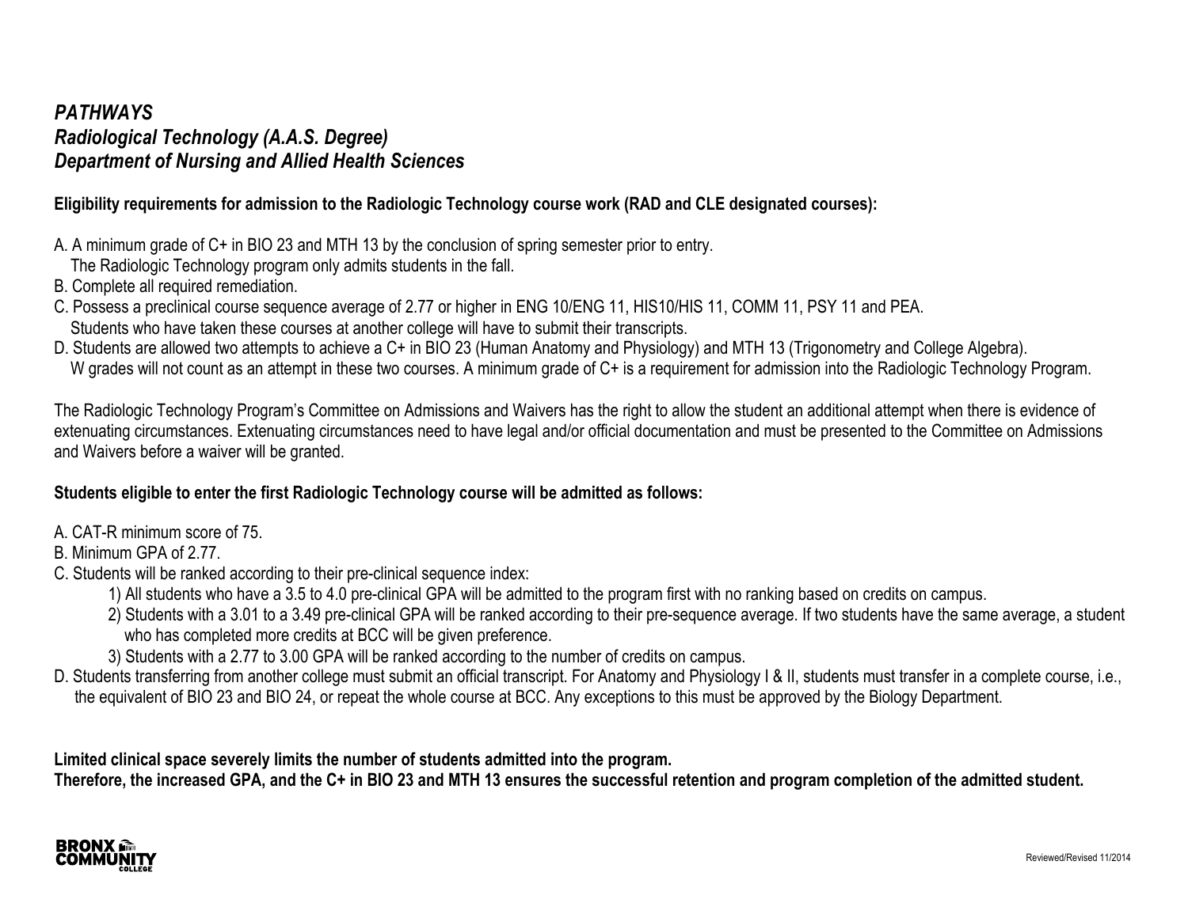***PATHWAYS***
***Radiological Technology (A.A.S. Degree)***
***Department of Nursing and Allied Health Sciences***

**Eligibility requirements for admission to the Radiologic Technology course work (RAD and CLE designated courses):**

A. A minimum grade of C+ in BIO 23 and MTH 13 by the conclusion of spring semester prior to entry.
The Radiologic Technology program only admits students in the fall.
B. Complete all required remediation.
C. Possess a preclinical course sequence average of 2.77 or higher in ENG 10/ENG 11, HIS10/HIS 11, COMM 11, PSY 11 and PEA.
Students who have taken these courses at another college will have to submit their transcripts.
D. Students are allowed two attempts to achieve a C+ in BIO 23 (Human Anatomy and Physiology) and MTH 13 (Trigonometry and College Algebra).
W grades will not count as an attempt in these two courses. A minimum grade of C+ is a requirement for admission into the Radiologic Technology Program.

The Radiologic Technology Program's Committee on Admissions and Waivers has the right to allow the student an additional attempt when there is evidence of extenuating circumstances. Extenuating circumstances need to have legal and/or official documentation and must be presented to the Committee on Admissions and Waivers before a waiver will be granted.

**Students eligible to enter the first Radiologic Technology course will be admitted as follows:**

A. CAT-R minimum score of 75.
B. Minimum GPA of 2.77.
C. Students will be ranked according to their pre-clinical sequence index:
1) All students who have a 3.5 to 4.0 pre-clinical GPA will be admitted to the program first with no ranking based on credits on campus.
2) Students with a 3.01 to a 3.49 pre-clinical GPA will be ranked according to their pre-sequence average. If two students have the same average, a student who has completed more credits at BCC will be given preference.
3) Students with a 2.77 to 3.00 GPA will be ranked according to the number of credits on campus.
D. Students transferring from another college must submit an official transcript. For Anatomy and Physiology I & II, students must transfer in a complete course, i.e., the equivalent of BIO 23 and BIO 24, or repeat the whole course at BCC. Any exceptions to this must be approved by the Biology Department.

**Limited clinical space severely limits the number of students admitted into the program.**
**Therefore, the increased GPA, and the C+ in BIO 23 and MTH 13 ensures the successful retention and program completion of the admitted student.**

BRONX COMMUNITY COLLEGE

Reviewed/Revised 11/2014